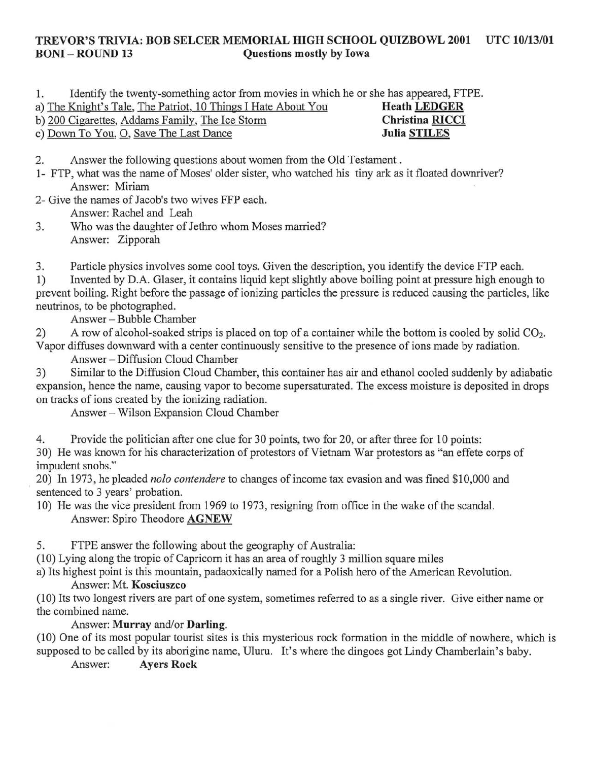**TREVOR'S TRIVIA: BOB SELCER MEMORIAL HIGH SCHOOL QUIZBOWL 2001 UTC 10/13/01**
**BONI – ROUND 13** **Questions mostly by Iowa**

1. Identify the twenty-something actor from movies in which he or she has appeared, FTPE.

a) The Knight's Tale, The Patriot, 10 Things I Hate About You **Heath LEDGER**

b) 200 Cigarettes, Addams Family, The Ice Storm **Christina RICCI**

c) Down To You, O, Save The Last Dance **Julia STILES**

2. Answer the following questions about women from the Old Testament.

1- FTP, what was the name of Moses' older sister, who watched his tiny ark as it floated downriver?
Answer: Miriam

2- Give the names of Jacob's two wives FFP each.
Answer: Rachel and Leah

3. Who was the daughter of Jethro whom Moses married?
Answer: Zipporah

3. Particle physics involves some cool toys. Given the description, you identify the device FTP each.

1) Invented by D.A. Glaser, it contains liquid kept slightly above boiling point at pressure high enough to prevent boiling. Right before the passage of ionizing particles the pressure is reduced causing the particles, like neutrinos, to be photographed.
Answer – Bubble Chamber

2) A row of alcohol-soaked strips is placed on top of a container while the bottom is cooled by solid $CO_2$. Vapor diffuses downward with a center continuously sensitive to the presence of ions made by radiation.
Answer – Diffusion Cloud Chamber

3) Similar to the Diffusion Cloud Chamber, this container has air and ethanol cooled suddenly by adiabatic expansion, hence the name, causing vapor to become supersaturated. The excess moisture is deposited in drops on tracks of ions created by the ionizing radiation.
Answer – Wilson Expansion Cloud Chamber

4. Provide the politician after one clue for 30 points, two for 20, or after three for 10 points:

30) He was known for his characterization of protestors of Vietnam War protestors as "an effete corps of impudent snobs."

20) In 1973, he pleaded *nolo contendere* to changes of income tax evasion and was fined $10,000 and sentenced to 3 years' probation.

10) He was the vice president from 1969 to 1973, resigning from office in the wake of the scandal.
Answer: Spiro Theodore **AGNEW**

5. FTPE answer the following about the geography of Australia:

(10) Lying along the tropic of Capricorn it has an area of roughly 3 million square miles

a) Its highest point is this mountain, padaoxically named for a Polish hero of the American Revolution.
Answer: Mt. **Kosciuszco**

(10) Its two longest rivers are part of one system, sometimes referred to as a single river. Give either name or the combined name.
Answer: **Murray** and/or **Darling**.

(10) One of its most popular tourist sites is this mysterious rock formation in the middle of nowhere, which is supposed to be called by its aborigine name, Uluru. It's where the dingoes got Lindy Chamberlain's baby.
Answer: **Ayers Rock**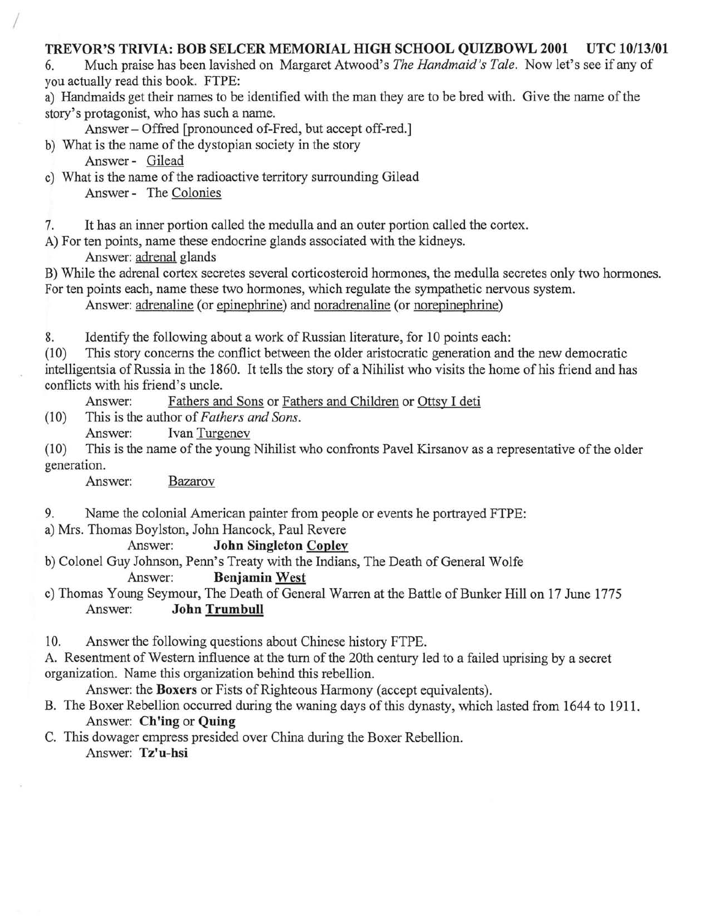**TREVOR'S TRIVIA: BOB SELCER MEMORIAL HIGH SCHOOL QUIZBOWL 2001 UTC 10/13/01**

6. Much praise has been lavished on Margaret Atwood's *The Handmaid's Tale*. Now let's see if any of you actually read this book. FTPE:

a) Handmaids get their names to be identified with the man they are to be bred with. Give the name of the story's protagonist, who has such a name.

Answer – Offred [pronounced of-Fred, but accept off-red.]

b) What is the name of the dystopian society in the story

Answer - Gilead

c) What is the name of the radioactive territory surrounding Gilead

Answer - The Colonies

7. It has an inner portion called the medulla and an outer portion called the cortex.

A) For ten points, name these endocrine glands associated with the kidneys.

Answer: adrenal glands

B) While the adrenal cortex secretes several corticosteroid hormones, the medulla secretes only two hormones. For ten points each, name these two hormones, which regulate the sympathetic nervous system.

Answer: adrenaline (or epinephrine) and noradrenaline (or norepinephrine)

8. Identify the following about a work of Russian literature, for 10 points each:

(10) This story concerns the conflict between the older aristocratic generation and the new democratic intelligentsia of Russia in the 1860. It tells the story of a Nihilist who visits the home of his friend and has conflicts with his friend's uncle.

Answer: Fathers and Sons or Fathers and Children or Ottsy I deti

(10) This is the author of *Fathers and Sons*.

Answer: Ivan Turgenev

(10) This is the name of the young Nihilist who confronts Pavel Kirsanov as a representative of the older generation.

Answer: Bazarov

9. Name the colonial American painter from people or events he portrayed FTPE:

a) Mrs. Thomas Boylston, John Hancock, Paul Revere

Answer: **John Singleton Copley**

b) Colonel Guy Johnson, Penn's Treaty with the Indians, The Death of General Wolfe

Answer: **Benjamin West**

c) Thomas Young Seymour, The Death of General Warren at the Battle of Bunker Hill on 17 June 1775

Answer: **John Trumbull**

10. Answer the following questions about Chinese history FTPE.

A. Resentment of Western influence at the turn of the 20th century led to a failed uprising by a secret organization. Name this organization behind this rebellion.

Answer: the **Boxers** or Fists of Righteous Harmony (accept equivalents).

B. The Boxer Rebellion occurred during the waning days of this dynasty, which lasted from 1644 to 1911.

Answer: **Ch'ing** or **Quing**

C. This dowager empress presided over China during the Boxer Rebellion.

Answer: **Tz'u-hsi**